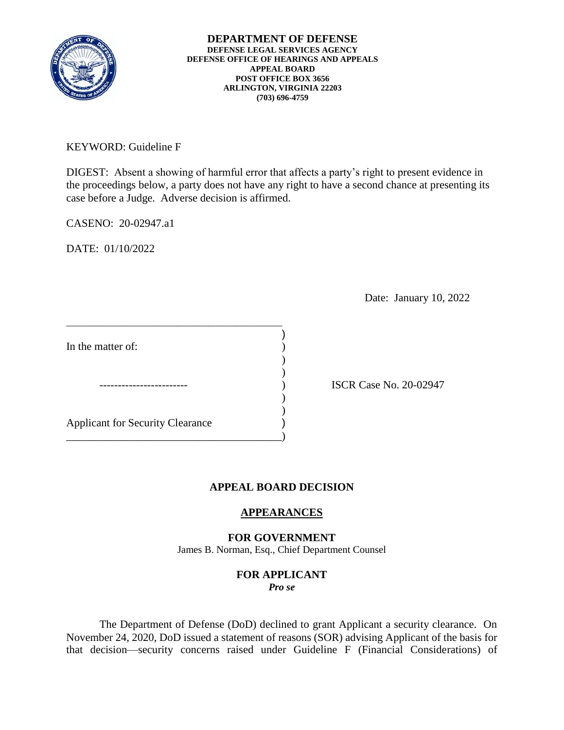**DEPARTMENT OF DEFENSE**
**DEFENSE LEGAL SERVICES AGENCY**
**DEFENSE OFFICE OF HEARINGS AND APPEALS**
**APPEAL BOARD**
**POST OFFICE BOX 3656**
**ARLINGTON, VIRGINIA 22203**
**(703) 696-4759**

KEYWORD: Guideline F

DIGEST: Absent a showing of harmful error that affects a party's right to present evidence in the proceedings below, a party does not have any right to have a second chance at presenting its case before a Judge. Adverse decision is affirmed.

CASENO: 20-02947.a1

DATE: 01/10/2022

Date: January 10, 2022

| | |
|---|---|
| In the matter of: | |
| ------------------------ | ISCR Case No. 20-02947 |
| Applicant for Security Clearance | |

## APPEAL BOARD DECISION

### APPEARANCES

**FOR GOVERNMENT**
James B. Norman, Esq., Chief Department Counsel

**FOR APPLICANT**
***Pro se***

The Department of Defense (DoD) declined to grant Applicant a security clearance. On November 24, 2020, DoD issued a statement of reasons (SOR) advising Applicant of the basis for that decision—security concerns raised under Guideline F (Financial Considerations) of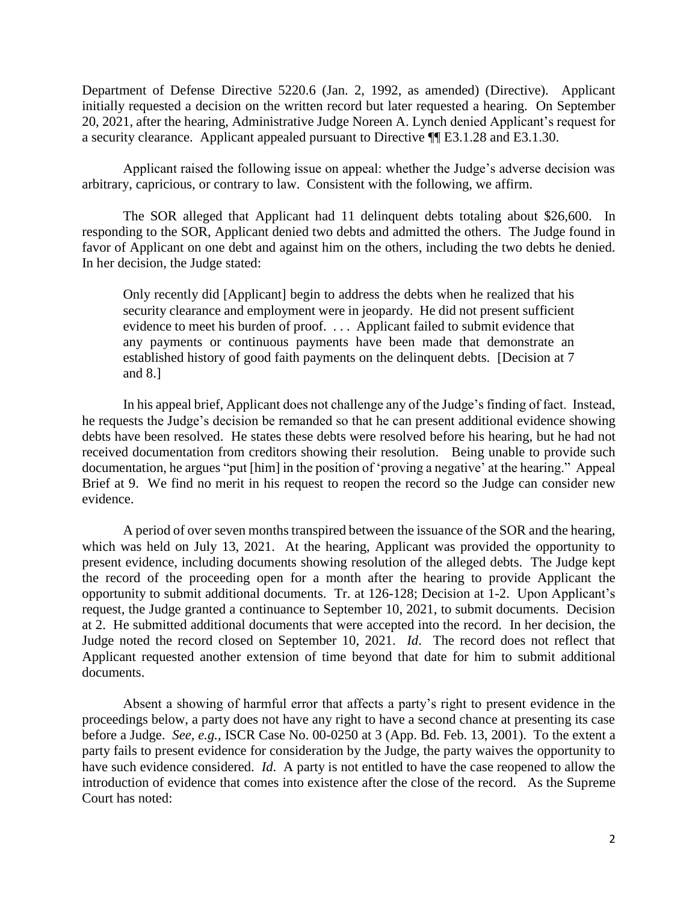Department of Defense Directive 5220.6 (Jan. 2, 1992, as amended) (Directive). Applicant initially requested a decision on the written record but later requested a hearing. On September 20, 2021, after the hearing, Administrative Judge Noreen A. Lynch denied Applicant's request for a security clearance. Applicant appealed pursuant to Directive ¶¶ E3.1.28 and E3.1.30.

Applicant raised the following issue on appeal: whether the Judge's adverse decision was arbitrary, capricious, or contrary to law. Consistent with the following, we affirm.

The SOR alleged that Applicant had 11 delinquent debts totaling about $26,600. In responding to the SOR, Applicant denied two debts and admitted the others. The Judge found in favor of Applicant on one debt and against him on the others, including the two debts he denied. In her decision, the Judge stated:

> Only recently did [Applicant] begin to address the debts when he realized that his security clearance and employment were in jeopardy. He did not present sufficient evidence to meet his burden of proof. . . . Applicant failed to submit evidence that any payments or continuous payments have been made that demonstrate an established history of good faith payments on the delinquent debts. [Decision at 7 and 8.]

In his appeal brief, Applicant does not challenge any of the Judge's finding of fact. Instead, he requests the Judge's decision be remanded so that he can present additional evidence showing debts have been resolved. He states these debts were resolved before his hearing, but he had not received documentation from creditors showing their resolution. Being unable to provide such documentation, he argues "put [him] in the position of 'proving a negative' at the hearing." Appeal Brief at 9. We find no merit in his request to reopen the record so the Judge can consider new evidence.

A period of over seven months transpired between the issuance of the SOR and the hearing, which was held on July 13, 2021. At the hearing, Applicant was provided the opportunity to present evidence, including documents showing resolution of the alleged debts. The Judge kept the record of the proceeding open for a month after the hearing to provide Applicant the opportunity to submit additional documents. Tr. at 126-128; Decision at 1-2. Upon Applicant's request, the Judge granted a continuance to September 10, 2021, to submit documents. Decision at 2. He submitted additional documents that were accepted into the record. In her decision, the Judge noted the record closed on September 10, 2021. *Id*. The record does not reflect that Applicant requested another extension of time beyond that date for him to submit additional documents.

Absent a showing of harmful error that affects a party's right to present evidence in the proceedings below, a party does not have any right to have a second chance at presenting its case before a Judge. *See, e.g.*, ISCR Case No. 00-0250 at 3 (App. Bd. Feb. 13, 2001). To the extent a party fails to present evidence for consideration by the Judge, the party waives the opportunity to have such evidence considered. *Id*. A party is not entitled to have the case reopened to allow the introduction of evidence that comes into existence after the close of the record. As the Supreme Court has noted: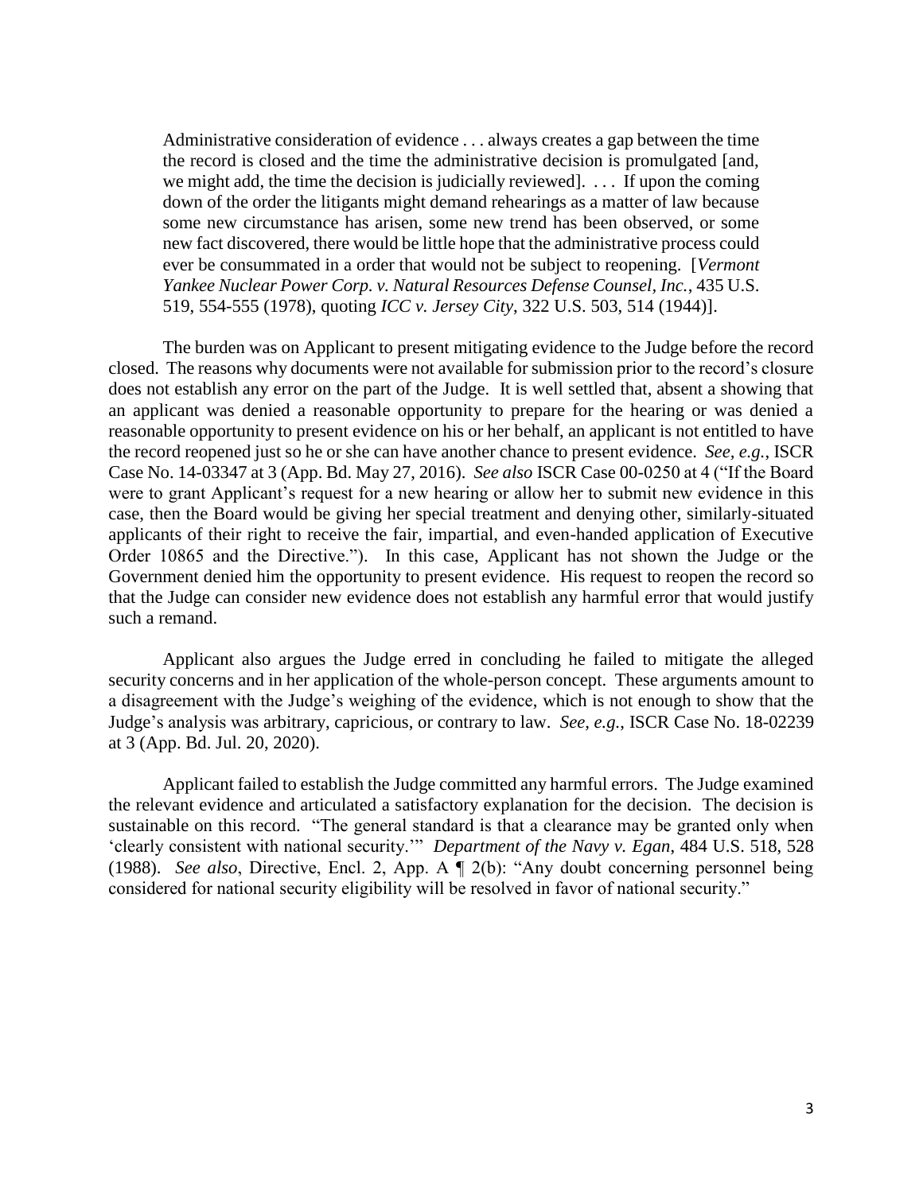> Administrative consideration of evidence . . . always creates a gap between the time the record is closed and the time the administrative decision is promulgated [and, we might add, the time the decision is judicially reviewed]. . . . If upon the coming down of the order the litigants might demand rehearings as a matter of law because some new circumstance has arisen, some new trend has been observed, or some new fact discovered, there would be little hope that the administrative process could ever be consummated in a order that would not be subject to reopening. [*Vermont Yankee Nuclear Power Corp. v. Natural Resources Defense Counsel, Inc.*, 435 U.S. 519, 554-555 (1978), quoting *ICC v. Jersey City*, 322 U.S. 503, 514 (1944)].

The burden was on Applicant to present mitigating evidence to the Judge before the record closed. The reasons why documents were not available for submission prior to the record's closure does not establish any error on the part of the Judge. It is well settled that, absent a showing that an applicant was denied a reasonable opportunity to prepare for the hearing or was denied a reasonable opportunity to present evidence on his or her behalf, an applicant is not entitled to have the record reopened just so he or she can have another chance to present evidence. *See, e.g.*, ISCR Case No. 14-03347 at 3 (App. Bd. May 27, 2016). *See also* ISCR Case 00-0250 at 4 ("If the Board were to grant Applicant's request for a new hearing or allow her to submit new evidence in this case, then the Board would be giving her special treatment and denying other, similarly-situated applicants of their right to receive the fair, impartial, and even-handed application of Executive Order 10865 and the Directive."). In this case, Applicant has not shown the Judge or the Government denied him the opportunity to present evidence. His request to reopen the record so that the Judge can consider new evidence does not establish any harmful error that would justify such a remand.

Applicant also argues the Judge erred in concluding he failed to mitigate the alleged security concerns and in her application of the whole-person concept. These arguments amount to a disagreement with the Judge's weighing of the evidence, which is not enough to show that the Judge's analysis was arbitrary, capricious, or contrary to law. *See, e.g.*, ISCR Case No. 18-02239 at 3 (App. Bd. Jul. 20, 2020).

Applicant failed to establish the Judge committed any harmful errors. The Judge examined the relevant evidence and articulated a satisfactory explanation for the decision. The decision is sustainable on this record. "The general standard is that a clearance may be granted only when 'clearly consistent with national security.'" *Department of the Navy v. Egan*, 484 U.S. 518, 528 (1988). *See also*, Directive, Encl. 2, App. A ¶ 2(b): "Any doubt concerning personnel being considered for national security eligibility will be resolved in favor of national security."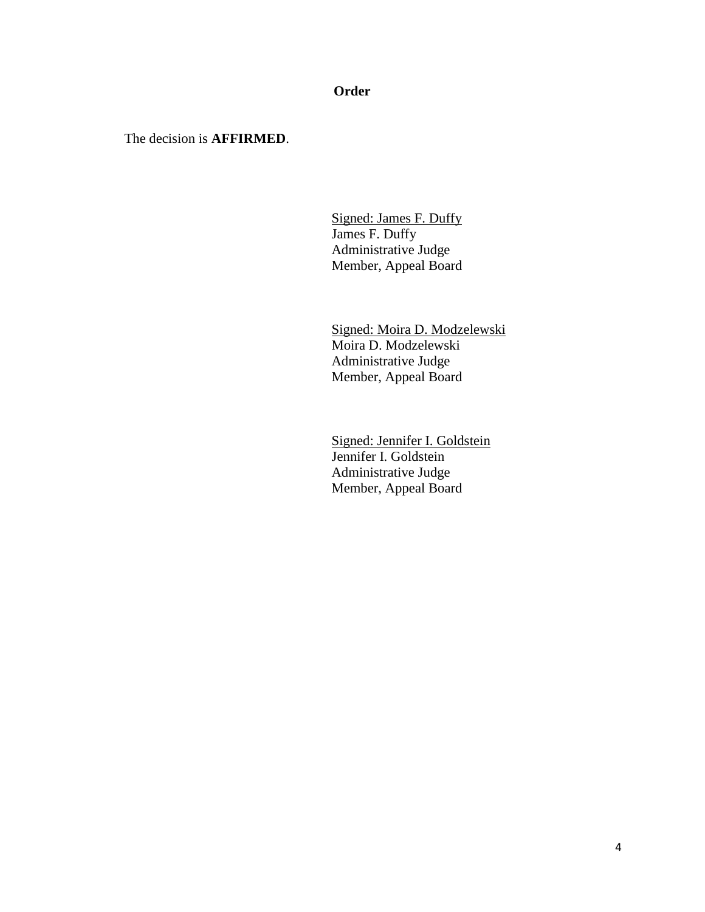## Order

The decision is **AFFIRMED**.

Signed: James F. Duffy
James F. Duffy
Administrative Judge
Member, Appeal Board

Signed: Moira D. Modzelewski
Moira D. Modzelewski
Administrative Judge
Member, Appeal Board

Signed: Jennifer I. Goldstein
Jennifer I. Goldstein
Administrative Judge
Member, Appeal Board